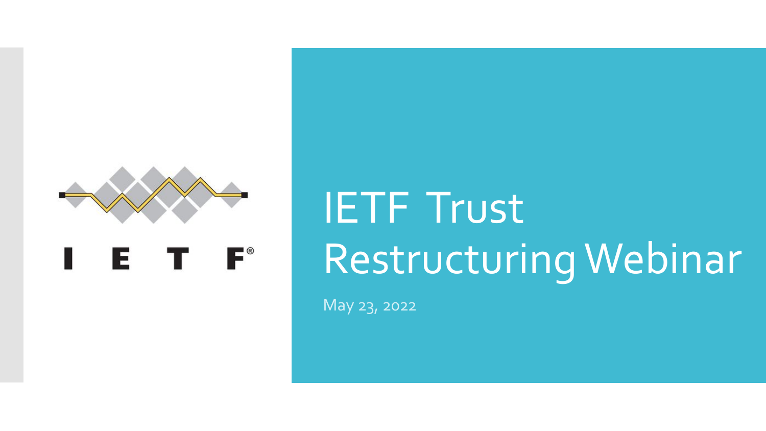# IETF Trust Restructuring Webinar

May 23, 2022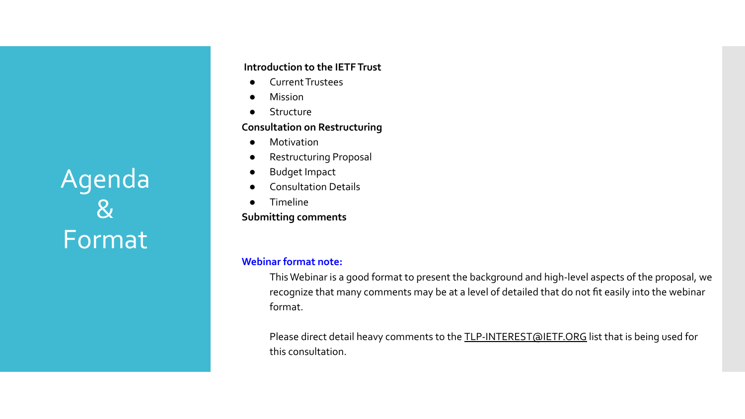# Agenda & Format

**Introduction to the IETF Trust**

- Current Trustees
- Mission
- Structure

**Consultation on Restructuring**

- Motivation
- Restructuring Proposal
- Budget Impact
- Consultation Details
- Timeline

**Submitting comments**

**Webinar format note:**

This Webinar is a good format to present the background and high-level aspects of the proposal, we recognize that many comments may be at a level of detailed that do not fit easily into the webinar format.

Please direct detail heavy comments to the TLP-INTEREST@IETF.ORG list that is being used for this consultation.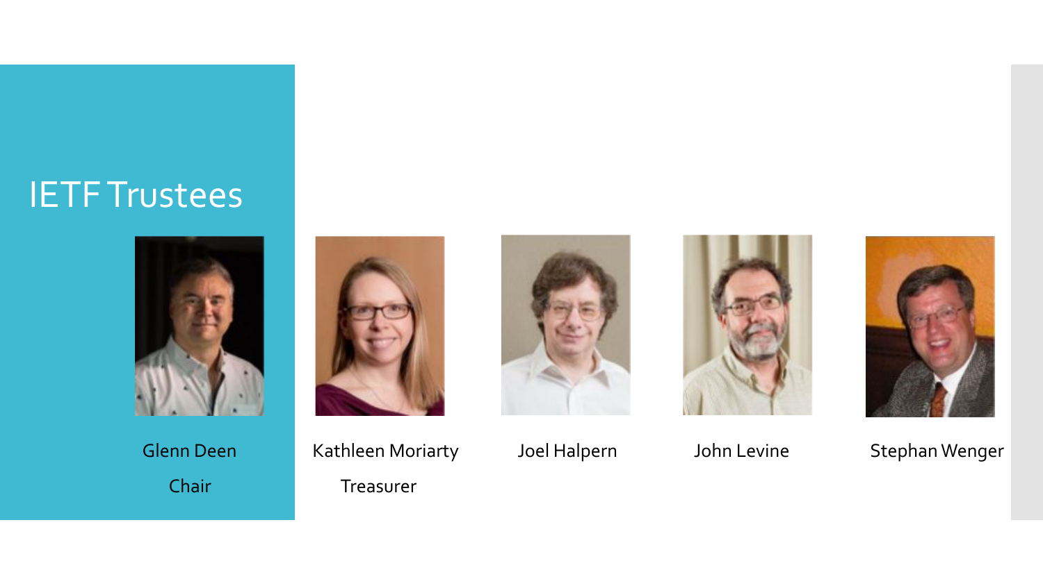# IETF Trustees

Glenn Deen

Chair

Kathleen Moriarty

Treasurer

Joel Halpern

John Levine

Stephan Wenger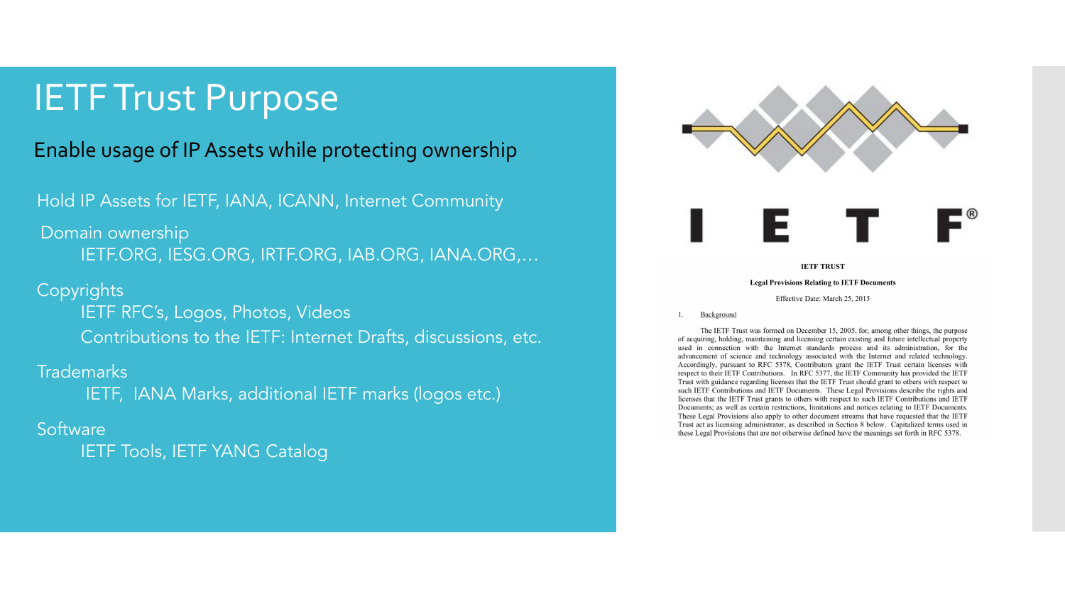# IETF Trust Purpose

Enable usage of IP Assets while protecting ownership

Hold IP Assets for IETF, IANA, ICANN, Internet Community

Domain ownership
- IETF.ORG, IESG.ORG, IRTF.ORG, IAB.ORG, IANA.ORG,…

Copyrights
- IETF RFC's, Logos, Photos, Videos
- Contributions to the IETF: Internet Drafts, discussions, etc.

Trademarks
- IETF, IANA Marks, additional IETF marks (logos etc.)

Software
- IETF Tools, IETF YANG Catalog

IETF®

**IETF TRUST**

**Legal Provisions Relating to IETF Documents**

Effective Date: March 25, 2015

1. Background

The IETF Trust was formed on December 15, 2005, for, among other things, the purpose of acquiring, holding, maintaining and licensing certain existing and future intellectual property used in connection with the Internet standards process and its administration, for the advancement of science and technology associated with the Internet and related technology. Accordingly, pursuant to RFC 5378, Contributors grant the IETF Trust certain licenses with respect to their IETF Contributions. In RFC 5377, the IETF Community has provided the IETF Trust with guidance regarding licenses that the IETF Trust should grant to others with respect to such IETF Contributions and IETF Documents. These Legal Provisions describe the rights and licenses that the IETF Trust grants to others with respect to such IETF Contributions and IETF Documents; as well as certain restrictions, limitations and notices relating to IETF Documents. These Legal Provisions also apply to other document streams that have requested that the IETF Trust act as licensing administrator, as described in Section 8 below. Capitalized terms used in these Legal Provisions that are not otherwise defined have the meanings set forth in RFC 5378.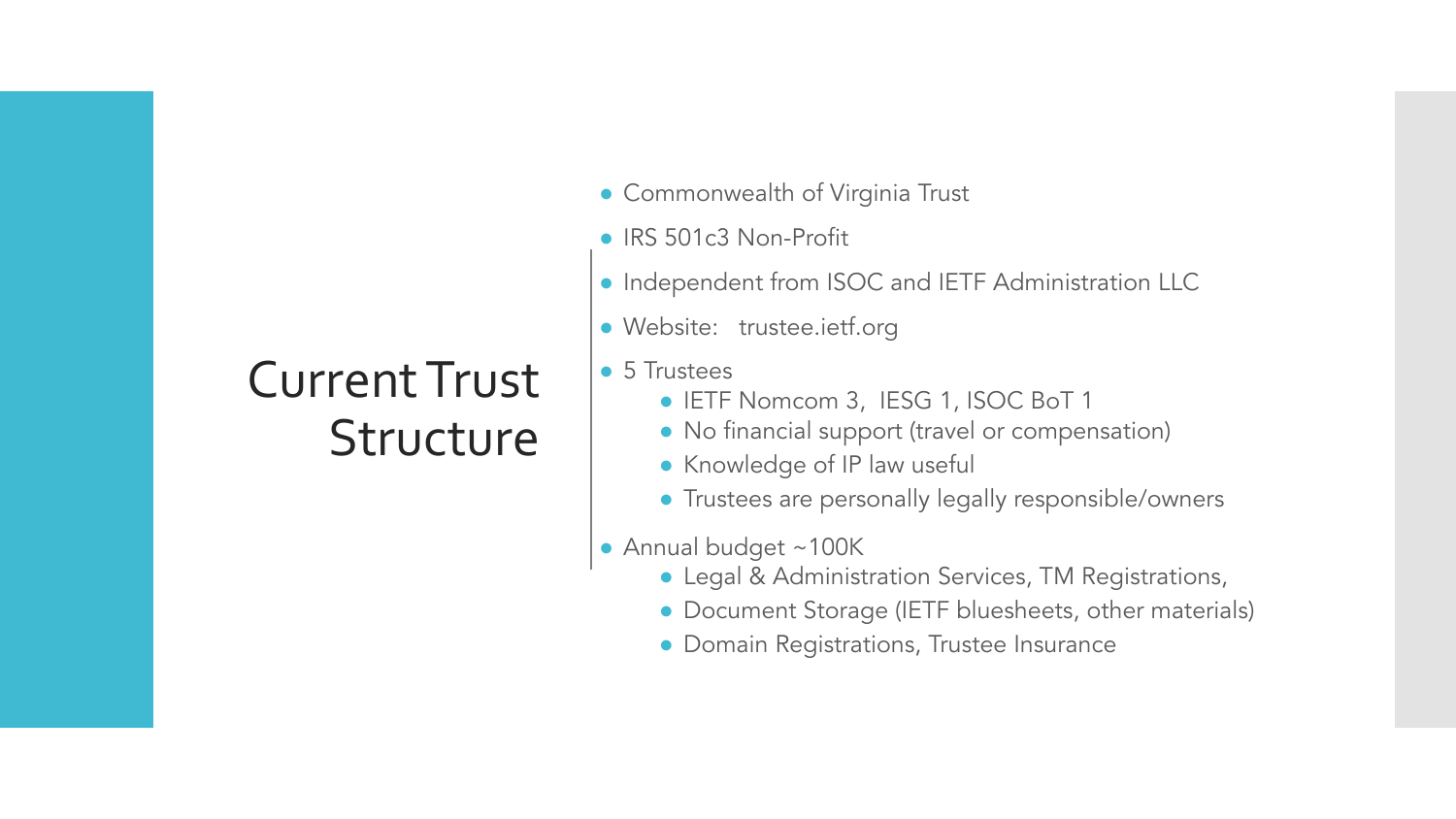# Current Trust Structure

- Commonwealth of Virginia Trust
- IRS 501c3 Non-Profit
- Independent from ISOC and IETF Administration LLC
- Website: trustee.ietf.org
- 5 Trustees
  - IETF Nomcom 3, IESG 1, ISOC BoT 1
  - No financial support (travel or compensation)
  - Knowledge of IP law useful
  - Trustees are personally legally responsible/owners
- Annual budget ~100K
  - Legal & Administration Services, TM Registrations,
  - Document Storage (IETF bluesheets, other materials)
  - Domain Registrations, Trustee Insurance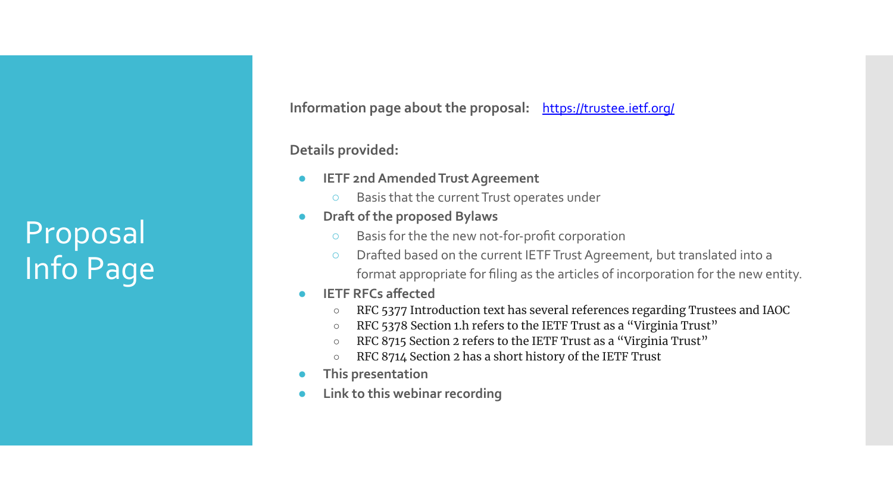# Proposal Info Page

**Information page about the proposal:** [https://trustee.ietf.org/](https://trustee.ietf.org/)

**Details provided:**

- **IETF 2nd Amended Trust Agreement**
  - Basis that the current Trust operates under
- **Draft of the proposed Bylaws**
  - Basis for the the new not-for-profit corporation
  - Drafted based on the current IETF Trust Agreement, but translated into a format appropriate for filing as the articles of incorporation for the new entity.
- **IETF RFCs affected**
  - RFC 5377 Introduction text has several references regarding Trustees and IAOC
  - RFC 5378 Section 1.h refers to the IETF Trust as a "Virginia Trust"
  - RFC 8715 Section 2 refers to the IETF Trust as a "Virginia Trust"
  - RFC 8714 Section 2 has a short history of the IETF Trust
- **This presentation**
- **Link to this webinar recording**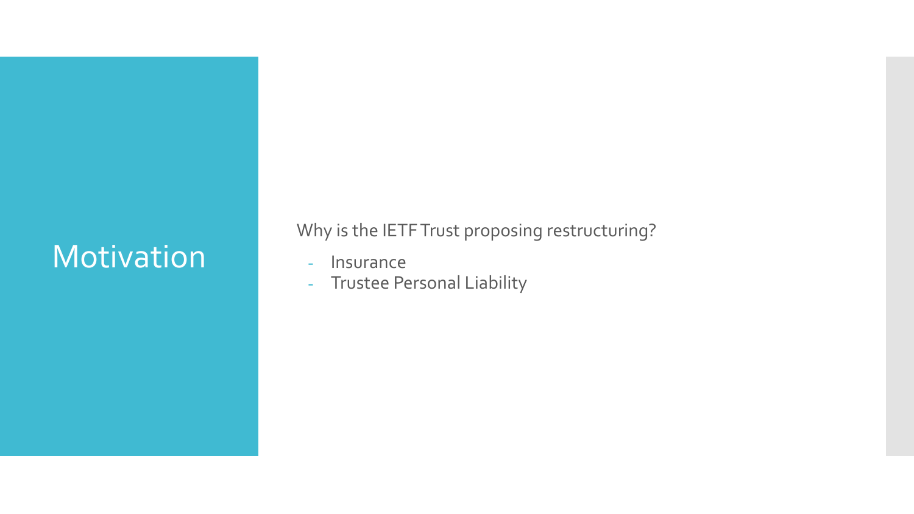# Motivation

Why is the IETF Trust proposing restructuring?

- Insurance
- Trustee Personal Liability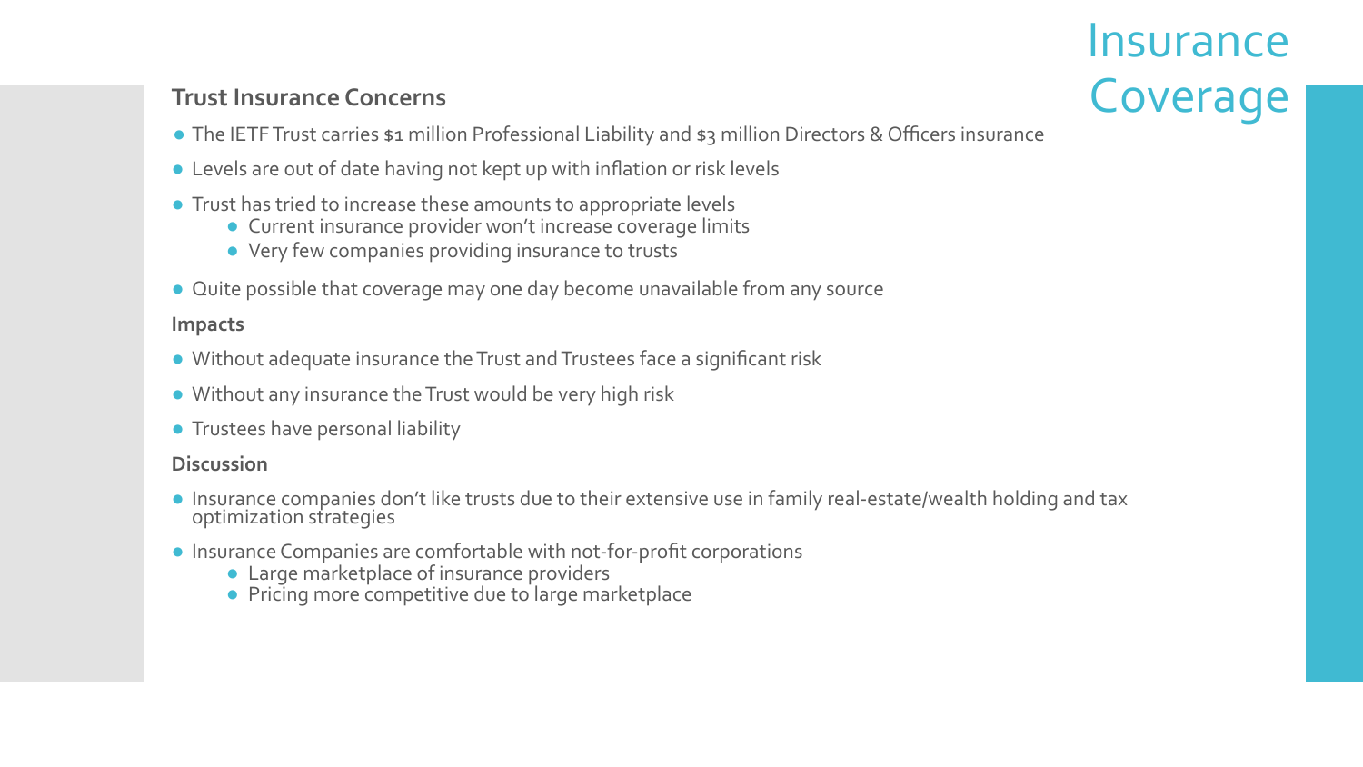# Insurance Coverage

### Trust Insurance Concerns

- The IETF Trust carries $1 million Professional Liability and $3 million Directors & Officers insurance
- Levels are out of date having not kept up with inflation or risk levels
- Trust has tried to increase these amounts to appropriate levels
  - Current insurance provider won't increase coverage limits
  - Very few companies providing insurance to trusts
- Quite possible that coverage may one day become unavailable from any source

### Impacts

- Without adequate insurance the Trust and Trustees face a significant risk
- Without any insurance the Trust would be very high risk
- Trustees have personal liability

### Discussion

- Insurance companies don't like trusts due to their extensive use in family real-estate/wealth holding and tax optimization strategies
- Insurance Companies are comfortable with not-for-profit corporations
  - Large marketplace of insurance providers
  - Pricing more competitive due to large marketplace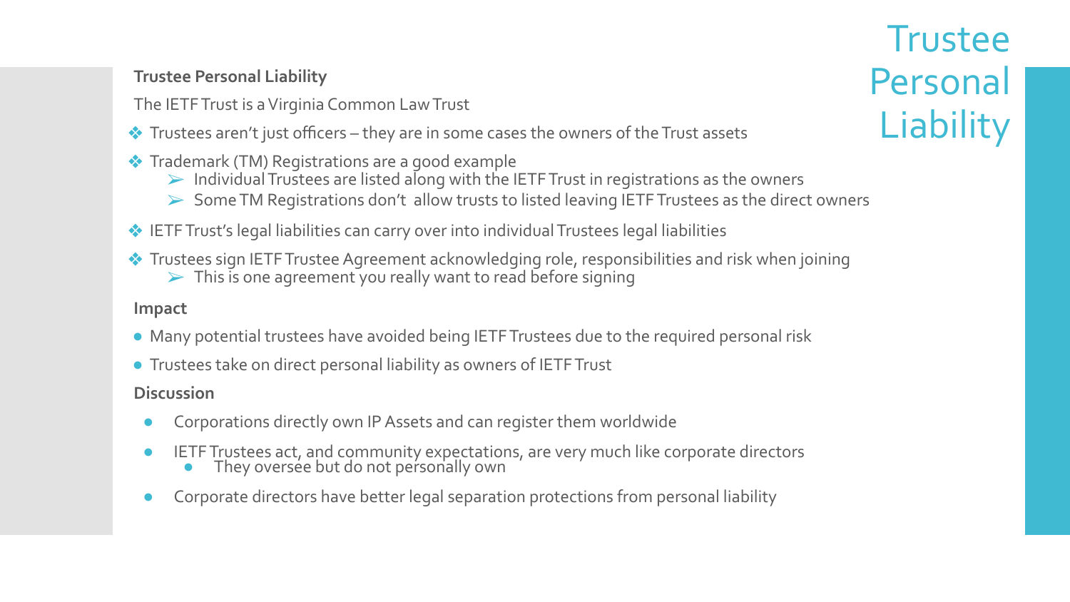# Trustee Personal Liability

**Trustee Personal Liability**

The IETF Trust is a Virginia Common Law Trust

- Trustees aren't just officers – they are in some cases the owners of the Trust assets
- Trademark (TM) Registrations are a good example
  - Individual Trustees are listed along with the IETF Trust in registrations as the owners
  - Some TM Registrations don't allow trusts to listed leaving IETF Trustees as the direct owners
- IETF Trust's legal liabilities can carry over into individual Trustees legal liabilities
- Trustees sign IETF Trustee Agreement acknowledging role, responsibilities and risk when joining
  - This is one agreement you really want to read before signing

**Impact**

- Many potential trustees have avoided being IETF Trustees due to the required personal risk
- Trustees take on direct personal liability as owners of IETF Trust

**Discussion**

- Corporations directly own IP Assets and can register them worldwide
- IETF Trustees act, and community expectations, are very much like corporate directors
  - They oversee but do not personally own
- Corporate directors have better legal separation protections from personal liability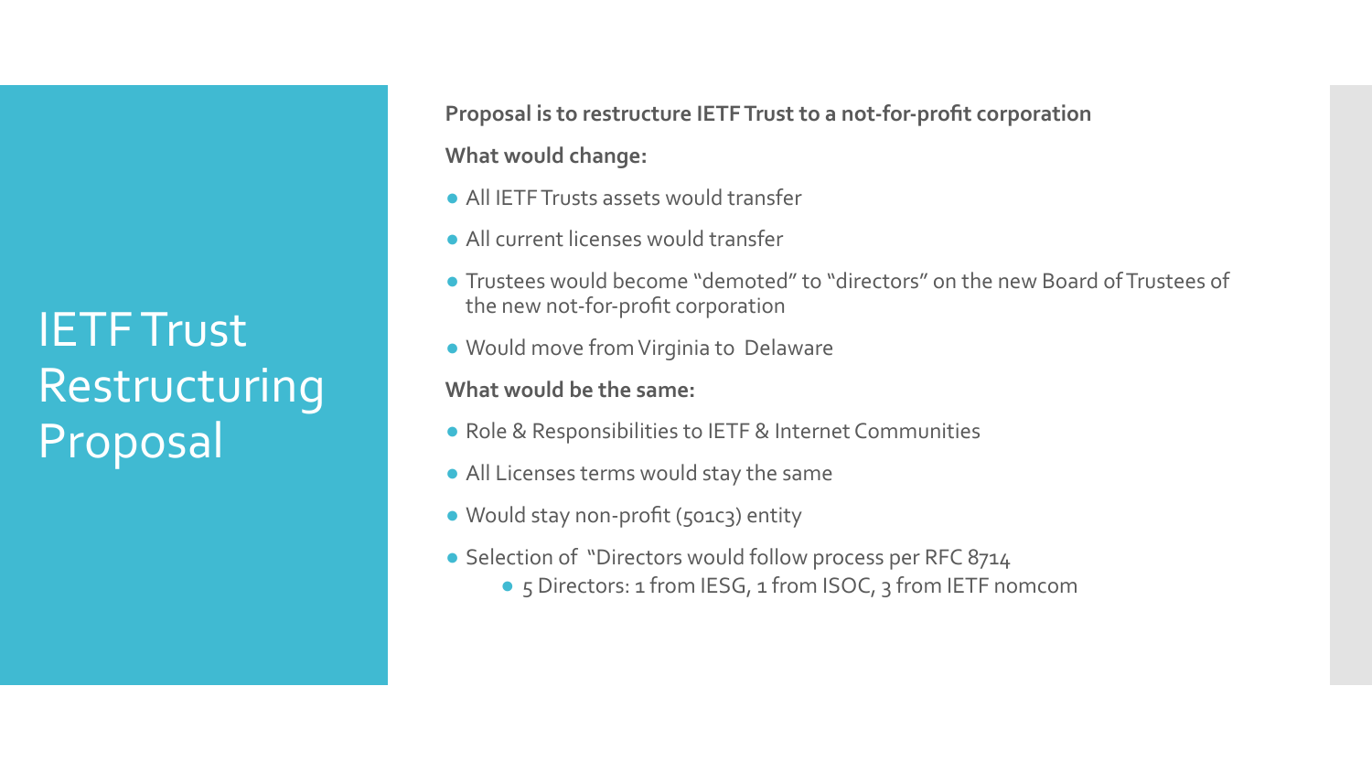# IETF Trust Restructuring Proposal

**Proposal is to restructure IETF Trust to a not-for-profit corporation**

**What would change:**

- All IETF Trusts assets would transfer
- All current licenses would transfer
- Trustees would become "demoted" to "directors" on the new Board of Trustees of the new not-for-profit corporation
- Would move from Virginia to Delaware

**What would be the same:**

- Role & Responsibilities to IETF & Internet Communities
- All Licenses terms would stay the same
- Would stay non-profit (501c3) entity
- Selection of "Directors would follow process per RFC 8714
  - 5 Directors: 1 from IESG, 1 from ISOC, 3 from IETF nomcom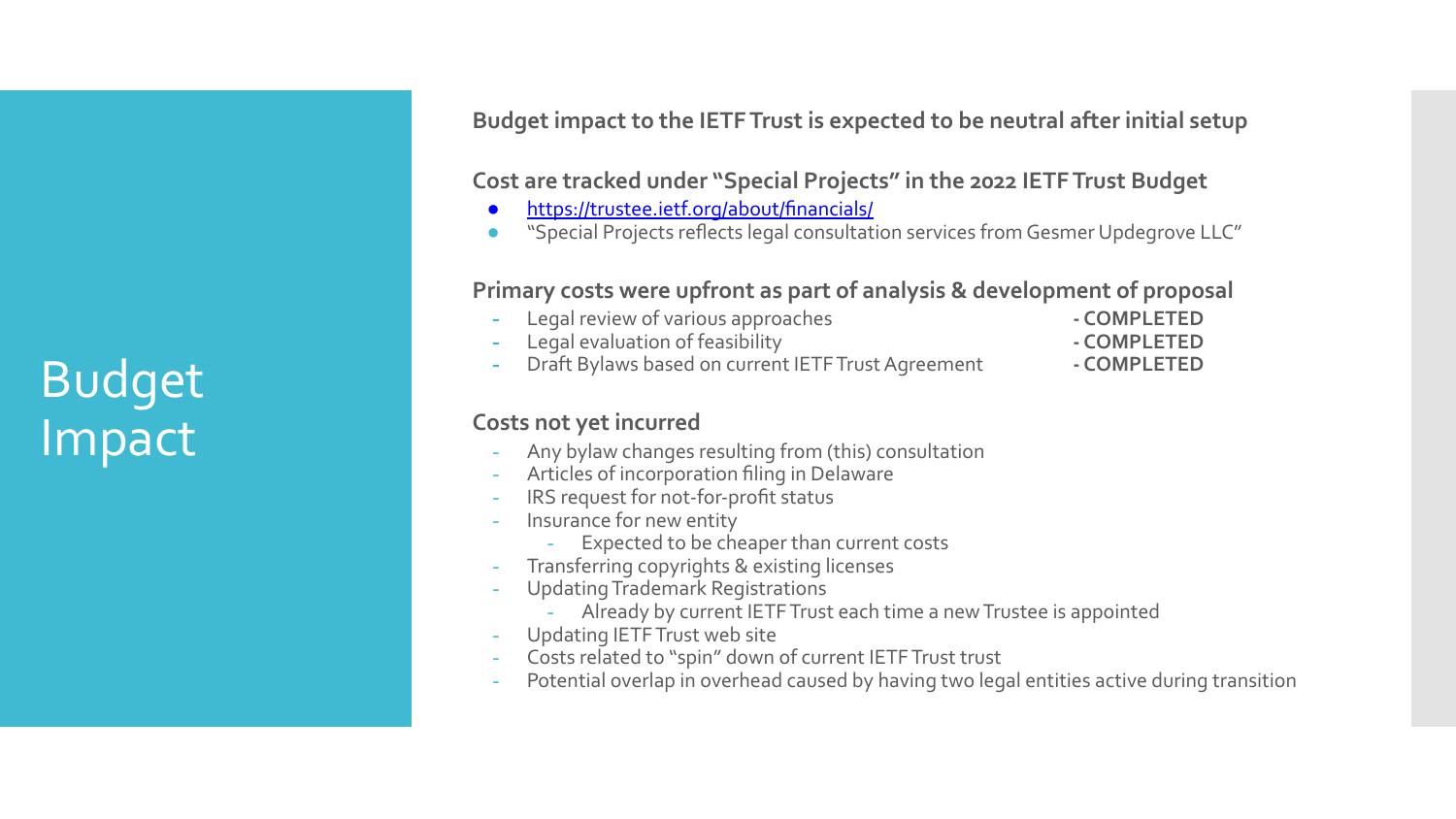# Budget Impact

**Budget impact to the IETF Trust is expected to be neutral after initial setup**

**Cost are tracked under "Special Projects" in the 2022 IETF Trust Budget**

- https://trustee.ietf.org/about/financials/
- "Special Projects reflects legal consultation services from Gesmer Updegrove LLC"

**Primary costs were upfront as part of analysis & development of proposal**

- Legal review of various approaches **- COMPLETED**
- Legal evaluation of feasibility **- COMPLETED**
- Draft Bylaws based on current IETF Trust Agreement **- COMPLETED**

**Costs not yet incurred**

- Any bylaw changes resulting from (this) consultation
- Articles of incorporation filing in Delaware
- IRS request for not-for-profit status
- Insurance for new entity
  - Expected to be cheaper than current costs
- Transferring copyrights & existing licenses
- Updating Trademark Registrations
  - Already by current IETF Trust each time a new Trustee is appointed
- Updating IETF Trust web site
- Costs related to "spin" down of current IETF Trust trust
- Potential overlap in overhead caused by having two legal entities active during transition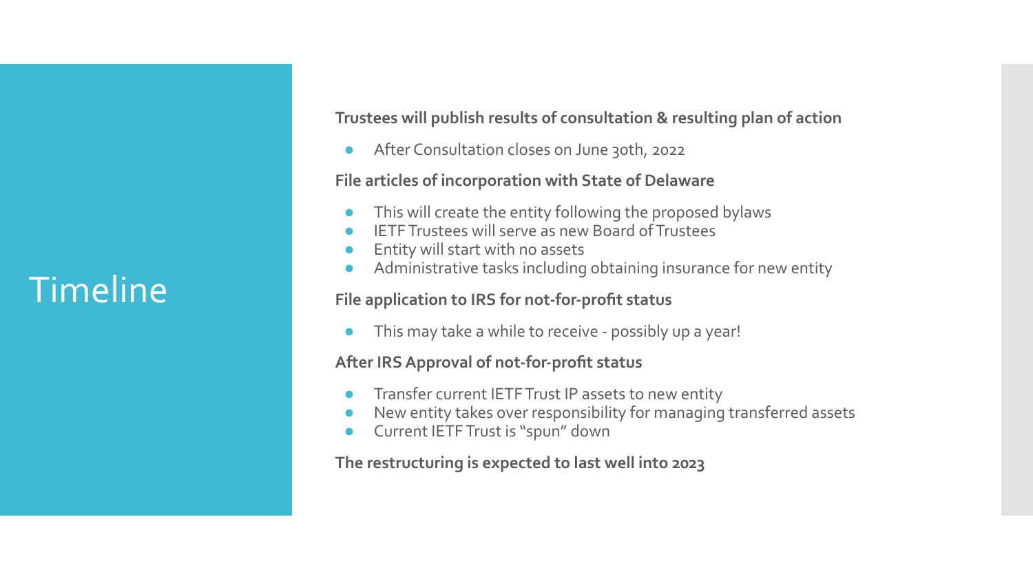# Timeline

**Trustees will publish results of consultation & resulting plan of action**

- After Consultation closes on June 30th, 2022

**File articles of incorporation with State of Delaware**

- This will create the entity following the proposed bylaws
- IETF Trustees will serve as new Board of Trustees
- Entity will start with no assets
- Administrative tasks including obtaining insurance for new entity

**File application to IRS for not-for-profit status**

- This may take a while to receive - possibly up a year!

**After IRS Approval of not-for-profit status**

- Transfer current IETF Trust IP assets to new entity
- New entity takes over responsibility for managing transferred assets
- Current IETF Trust is "spun" down

**The restructuring is expected to last well into 2023**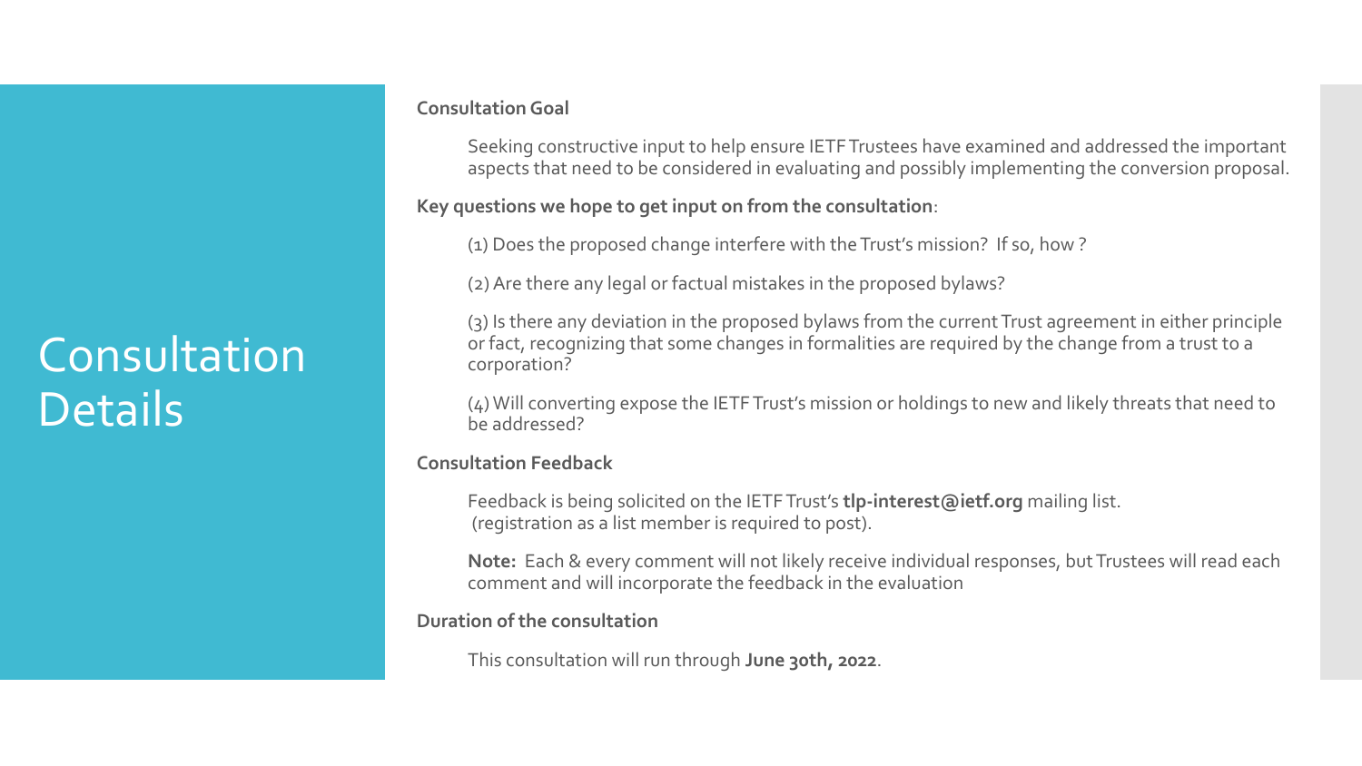# Consultation Details

**Consultation Goal**

Seeking constructive input to help ensure IETF Trustees have examined and addressed the important aspects that need to be considered in evaluating and possibly implementing the conversion proposal.

**Key questions we hope to get input on from the consultation**:

(1) Does the proposed change interfere with the Trust's mission? If so, how ?

(2) Are there any legal or factual mistakes in the proposed bylaws?

(3) Is there any deviation in the proposed bylaws from the current Trust agreement in either principle or fact, recognizing that some changes in formalities are required by the change from a trust to a corporation?

(4) Will converting expose the IETF Trust's mission or holdings to new and likely threats that need to be addressed?

**Consultation Feedback**

Feedback is being solicited on the IETF Trust's **tlp-interest@ietf.org** mailing list.
(registration as a list member is required to post).

**Note:** Each & every comment will not likely receive individual responses, but Trustees will read each comment and will incorporate the feedback in the evaluation

**Duration of the consultation**

This consultation will run through **June 30th, 2022**.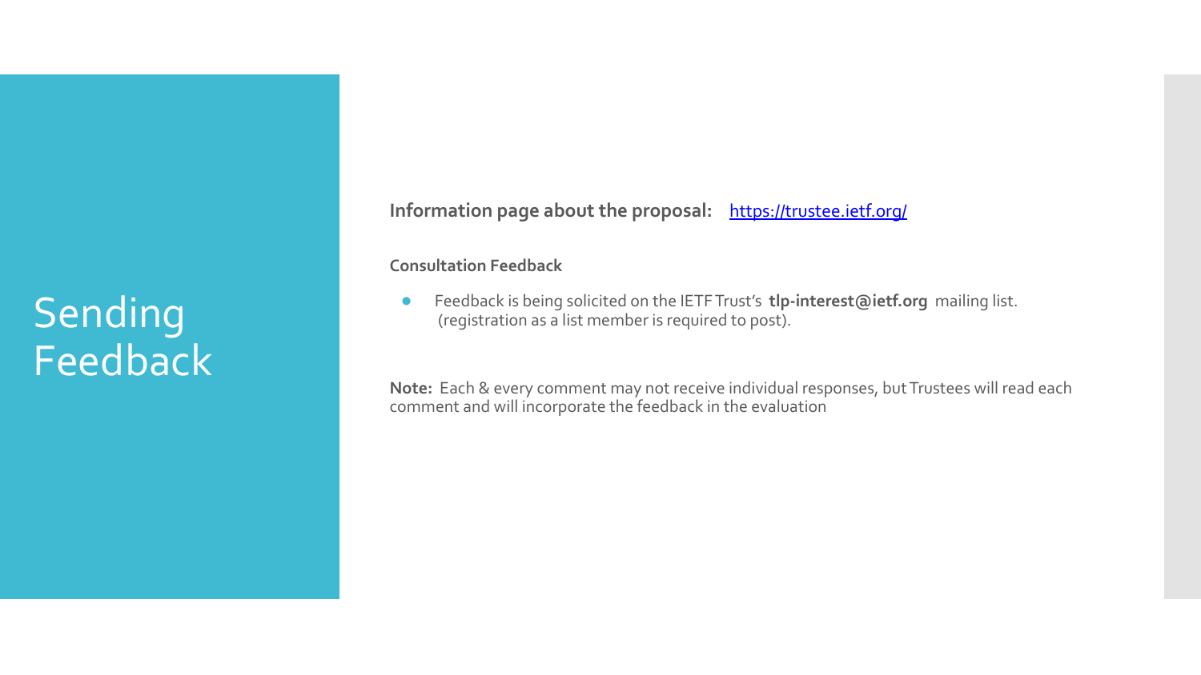# Sending Feedback

**Information page about the proposal:** [https://trustee.ietf.org/](https://trustee.ietf.org/)

**Consultation Feedback**

- Feedback is being solicited on the IETF Trust's **tlp-interest@ietf.org** mailing list. (registration as a list member is required to post).

**Note:** Each & every comment may not receive individual responses, but Trustees will read each comment and will incorporate the feedback in the evaluation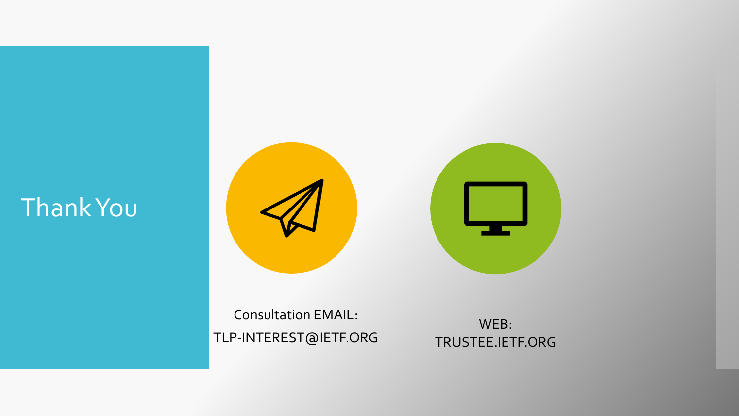# Thank You

Consultation EMAIL:
TLP-INTEREST@IETF.ORG

WEB:
TRUSTEE.IETF.ORG